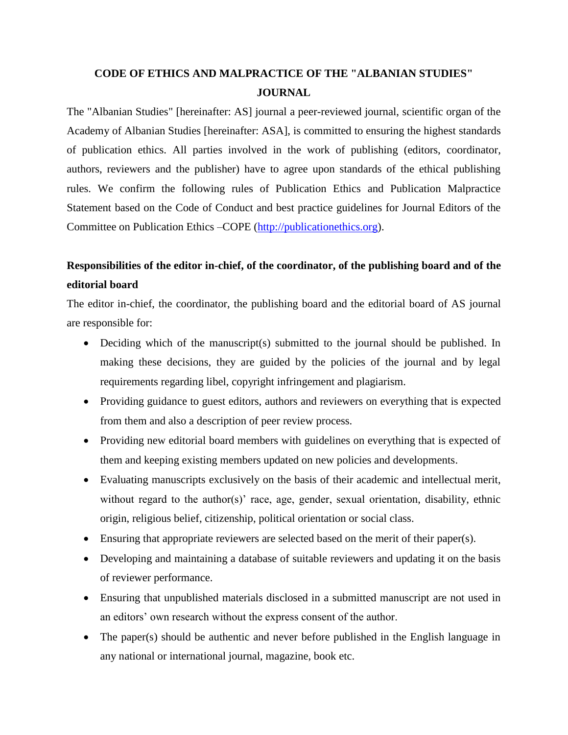# CODE OF ETHICS AND MALPRACTICE OF THE "ALBANIAN STUDIES" JOURNAL

The "Albanian Studies" [hereinafter: AS] journal a peer-reviewed journal, scientific organ of the Academy of Albanian Studies [hereinafter: ASA], is committed to ensuring the highest standards of publication ethics. All parties involved in the work of publishing (editors, coordinator, authors, reviewers and the publisher) have to agree upon standards of the ethical publishing rules. We confirm the following rules of Publication Ethics and Publication Malpractice Statement based on the Code of Conduct and best practice guidelines for Journal Editors of the Committee on Publication Ethics –COPE (http://publicationethics.org).

## Responsibilities of the editor in-chief, of the coordinator, of the publishing board and of the editorial board

The editor in-chief, the coordinator, the publishing board and the editorial board of AS journal are responsible for:

- Deciding which of the manuscript(s) submitted to the journal should be published. In making these decisions, they are guided by the policies of the journal and by legal requirements regarding libel, copyright infringement and plagiarism.
- Providing guidance to guest editors, authors and reviewers on everything that is expected from them and also a description of peer review process.
- Providing new editorial board members with guidelines on everything that is expected of them and keeping existing members updated on new policies and developments.
- Evaluating manuscripts exclusively on the basis of their academic and intellectual merit, without regard to the author(s)' race, age, gender, sexual orientation, disability, ethnic origin, religious belief, citizenship, political orientation or social class.
- Ensuring that appropriate reviewers are selected based on the merit of their paper(s).
- Developing and maintaining a database of suitable reviewers and updating it on the basis of reviewer performance.
- Ensuring that unpublished materials disclosed in a submitted manuscript are not used in an editors' own research without the express consent of the author.
- The paper(s) should be authentic and never before published in the English language in any national or international journal, magazine, book etc.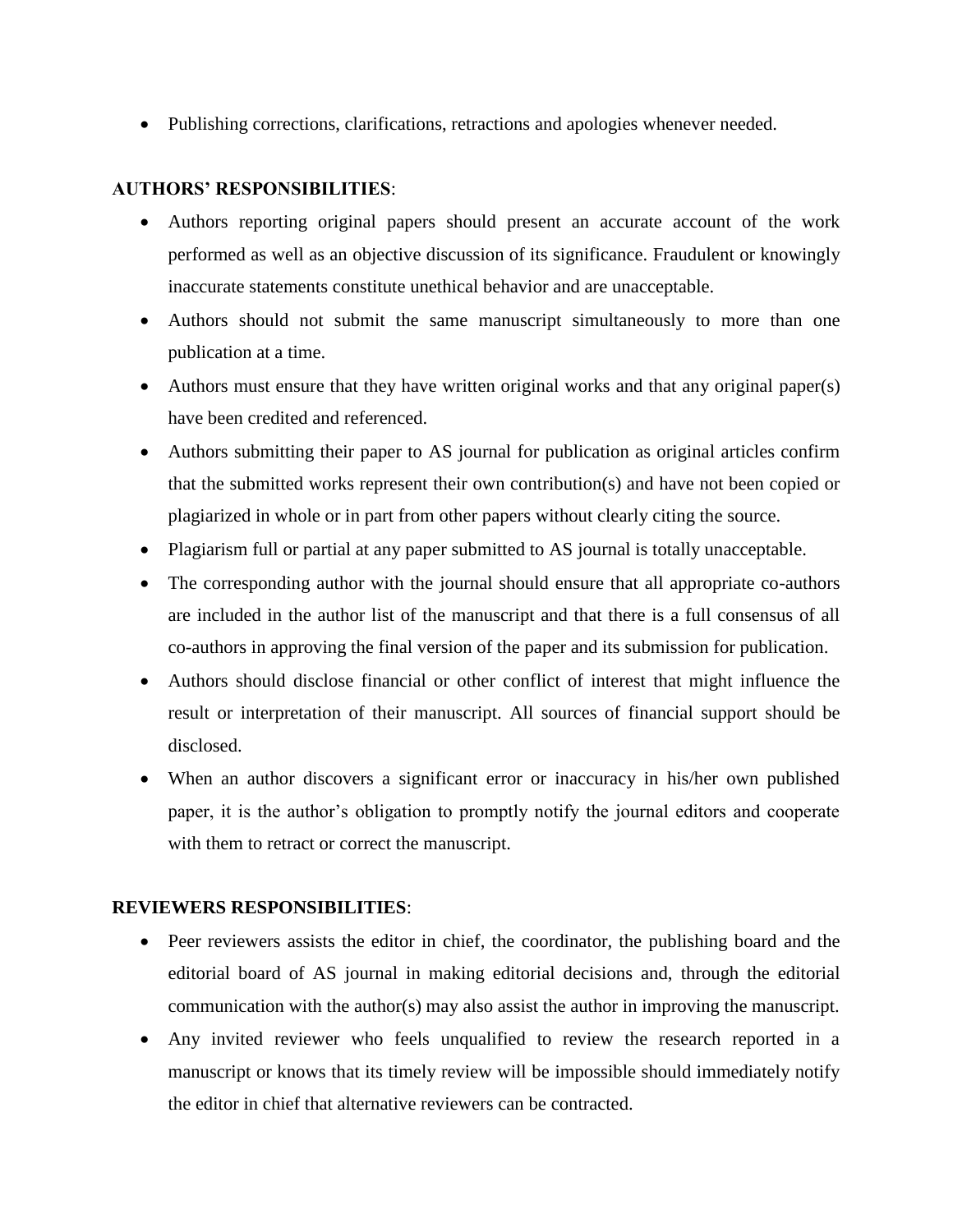- Publishing corrections, clarifications, retractions and apologies whenever needed.

**AUTHORS' RESPONSIBILITIES**:

- Authors reporting original papers should present an accurate account of the work performed as well as an objective discussion of its significance. Fraudulent or knowingly inaccurate statements constitute unethical behavior and are unacceptable.
- Authors should not submit the same manuscript simultaneously to more than one publication at a time.
- Authors must ensure that they have written original works and that any original paper(s) have been credited and referenced.
- Authors submitting their paper to AS journal for publication as original articles confirm that the submitted works represent their own contribution(s) and have not been copied or plagiarized in whole or in part from other papers without clearly citing the source.
- Plagiarism full or partial at any paper submitted to AS journal is totally unacceptable.
- The corresponding author with the journal should ensure that all appropriate co-authors are included in the author list of the manuscript and that there is a full consensus of all co-authors in approving the final version of the paper and its submission for publication.
- Authors should disclose financial or other conflict of interest that might influence the result or interpretation of their manuscript. All sources of financial support should be disclosed.
- When an author discovers a significant error or inaccuracy in his/her own published paper, it is the author's obligation to promptly notify the journal editors and cooperate with them to retract or correct the manuscript.

**REVIEWERS RESPONSIBILITIES**:

- Peer reviewers assists the editor in chief, the coordinator, the publishing board and the editorial board of AS journal in making editorial decisions and, through the editorial communication with the author(s) may also assist the author in improving the manuscript.
- Any invited reviewer who feels unqualified to review the research reported in a manuscript or knows that its timely review will be impossible should immediately notify the editor in chief that alternative reviewers can be contracted.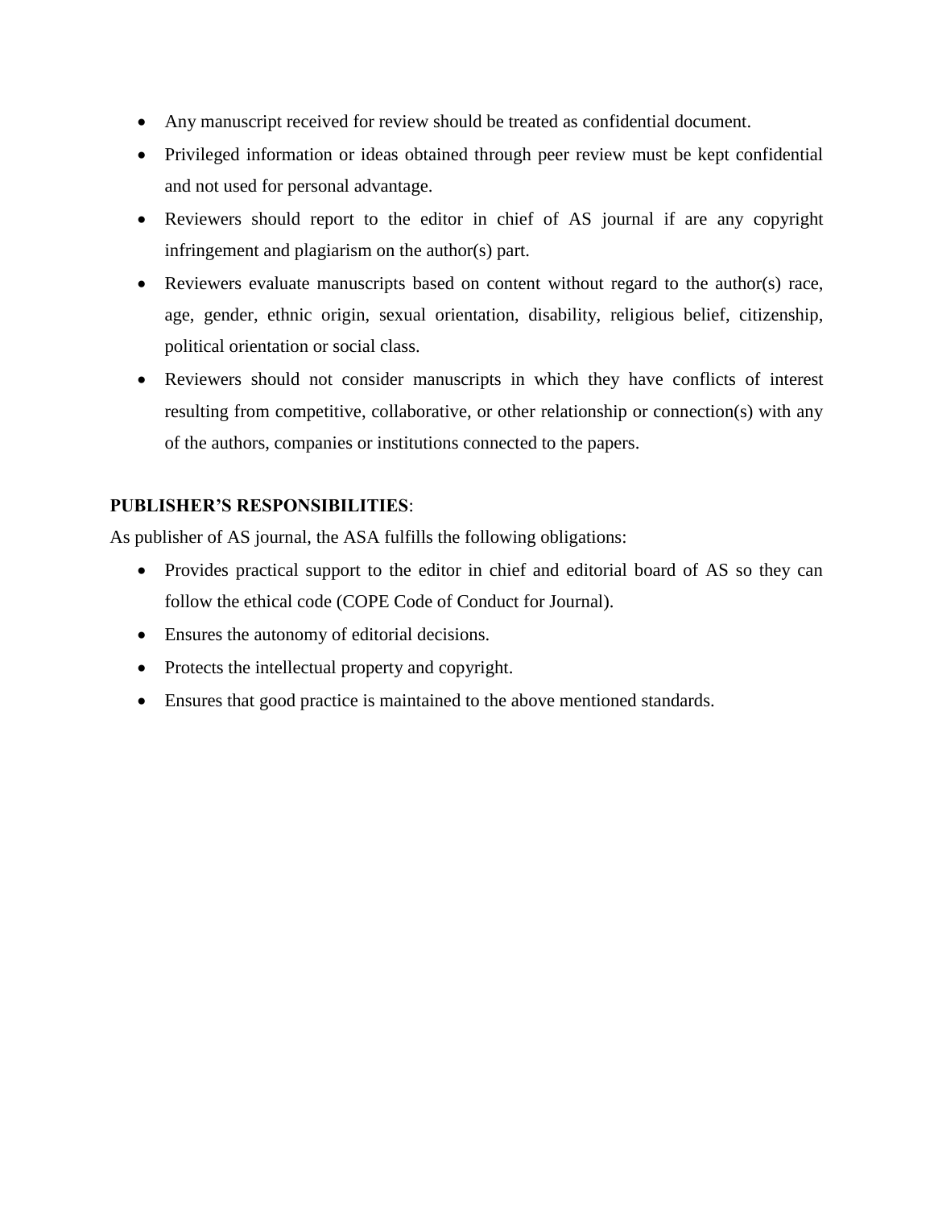- Any manuscript received for review should be treated as confidential document.
- Privileged information or ideas obtained through peer review must be kept confidential and not used for personal advantage.
- Reviewers should report to the editor in chief of AS journal if are any copyright infringement and plagiarism on the author(s) part.
- Reviewers evaluate manuscripts based on content without regard to the author(s) race, age, gender, ethnic origin, sexual orientation, disability, religious belief, citizenship, political orientation or social class.
- Reviewers should not consider manuscripts in which they have conflicts of interest resulting from competitive, collaborative, or other relationship or connection(s) with any of the authors, companies or institutions connected to the papers.

**PUBLISHER'S RESPONSIBILITIES**:

As publisher of AS journal, the ASA fulfills the following obligations:

- Provides practical support to the editor in chief and editorial board of AS so they can follow the ethical code (COPE Code of Conduct for Journal).
- Ensures the autonomy of editorial decisions.
- Protects the intellectual property and copyright.
- Ensures that good practice is maintained to the above mentioned standards.